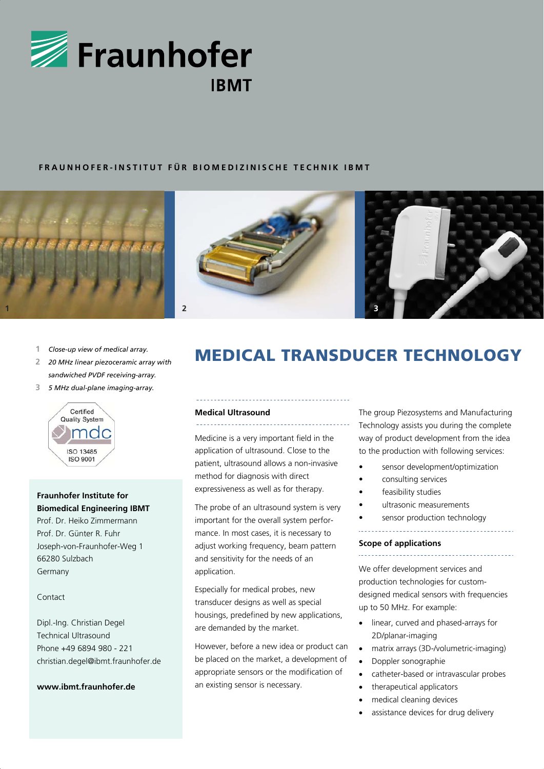# Fraunhofer IBMT

FRAUNHOFER-INSTITUT FÜR BIOMEDIZINISCHE TECHNIK IBMT

1 *Close-up view of medical array.*

2 *20 MHz linear piezoceramic array with sandwiched PVDF receiving-array.*

3 *5 MHz dual-plane imaging-array.*

Certified Quality System mdc ISO 13485 ISO 9001

**Fraunhofer Institute for Biomedical Engineering IBMT**
Prof. Dr. Heiko Zimmermann
Prof. Dr. Günter R. Fuhr
Joseph-von-Fraunhofer-Weg 1
66280 Sulzbach
Germany

Contact

Dipl.-Ing. Christian Degel
Technical Ultrasound
Phone +49 6894 980 - 221
christian.degel@ibmt.fraunhofer.de

**www.ibmt.fraunhofer.de**

# MEDICAL TRANSDUCER TECHNOLOGY

## Medical Ultrasound

Medicine is a very important field in the application of ultrasound. Close to the patient, ultrasound allows a non-invasive method for diagnosis with direct expressiveness as well as for therapy.

The probe of an ultrasound system is very important for the overall system performance. In most cases, it is necessary to adjust working frequency, beam pattern and sensitivity for the needs of an application.

Especially for medical probes, new transducer designs as well as special housings, predefined by new applications, are demanded by the market.

However, before a new idea or product can be placed on the market, a development of appropriate sensors or the modification of an existing sensor is necessary.

The group Piezosystems and Manufacturing Technology assists you during the complete way of product development from the idea to the production with following services:

- sensor development/optimization
- consulting services
- feasibility studies
- ultrasonic measurements
- sensor production technology

## Scope of applications

We offer development services and production technologies for custom-designed medical sensors with frequencies up to 50 MHz. For example:

- linear, curved and phased-arrays for 2D/planar-imaging
- matrix arrays (3D-/volumetric-imaging)
- Doppler sonographie
- catheter-based or intravascular probes
- therapeutical applicators
- medical cleaning devices
- assistance devices for drug delivery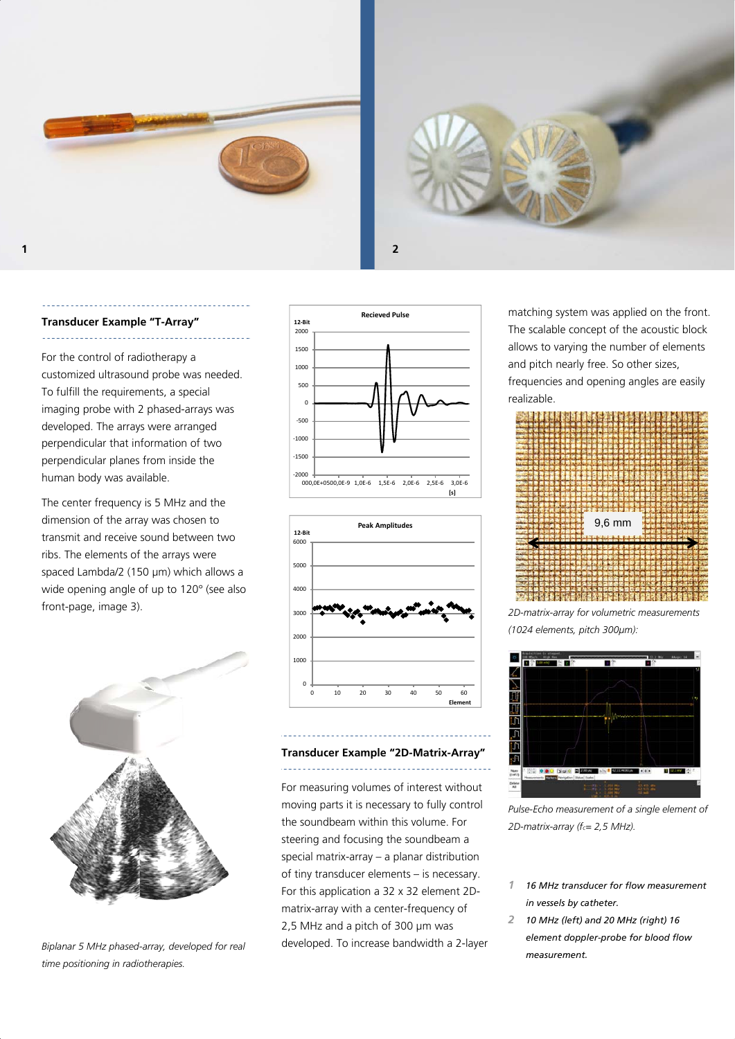## Transducer Example "T-Array"

For the control of radiotherapy a customized ultrasound probe was needed. To fulfill the requirements, a special imaging probe with 2 phased-arrays was developed. The arrays were arranged perpendicular that information of two perpendicular planes from inside the human body was available.

The center frequency is 5 MHz and the dimension of the array was chosen to transmit and receive sound between two ribs. The elements of the arrays were spaced Lambda/2 (150 µm) which allows a wide opening angle of up to 120° (see also front-page, image 3).

*Biplanar 5 MHz phased-array, developed for real time positioning in radiotherapies.*

Recieved Pulse

12-Bit

2000
1500
1000
500
0
-500
-1000
-1500
-2000

000,0E+0500,0E-9 1,0E-6 1,5E-6 2,0E-6 2,5E-6 3,0E-6

[s]

Peak Amplitudes

12-Bit

6000
5000
4000
3000
2000
1000
0

0 10 20 30 40 50 60

Element

## Transducer Example "2D-Matrix-Array"

For measuring volumes of interest without moving parts it is necessary to fully control the soundbeam within this volume. For steering and focusing the soundbeam a special matrix-array – a planar distribution of tiny transducer elements – is necessary. For this application a 32 x 32 element 2D-matrix-array with a center-frequency of 2,5 MHz and a pitch of 300 µm was developed. To increase bandwidth a 2-layer matching system was applied on the front. The scalable concept of the acoustic block allows to varying the number of elements and pitch nearly free. So other sizes, frequencies and opening angles are easily realizable.

9,6 mm

*2D-matrix-array for volumetric measurements (1024 elements, pitch 300µm):*

*Pulse-Echo measurement of a single element of 2D-matrix-array ($f_c$= 2,5 MHz).*

1. ***16 MHz transducer for flow measurement in vessels by catheter.***
2. ***10 MHz (left) and 20 MHz (right) 16 element doppler-probe for blood flow measurement.***